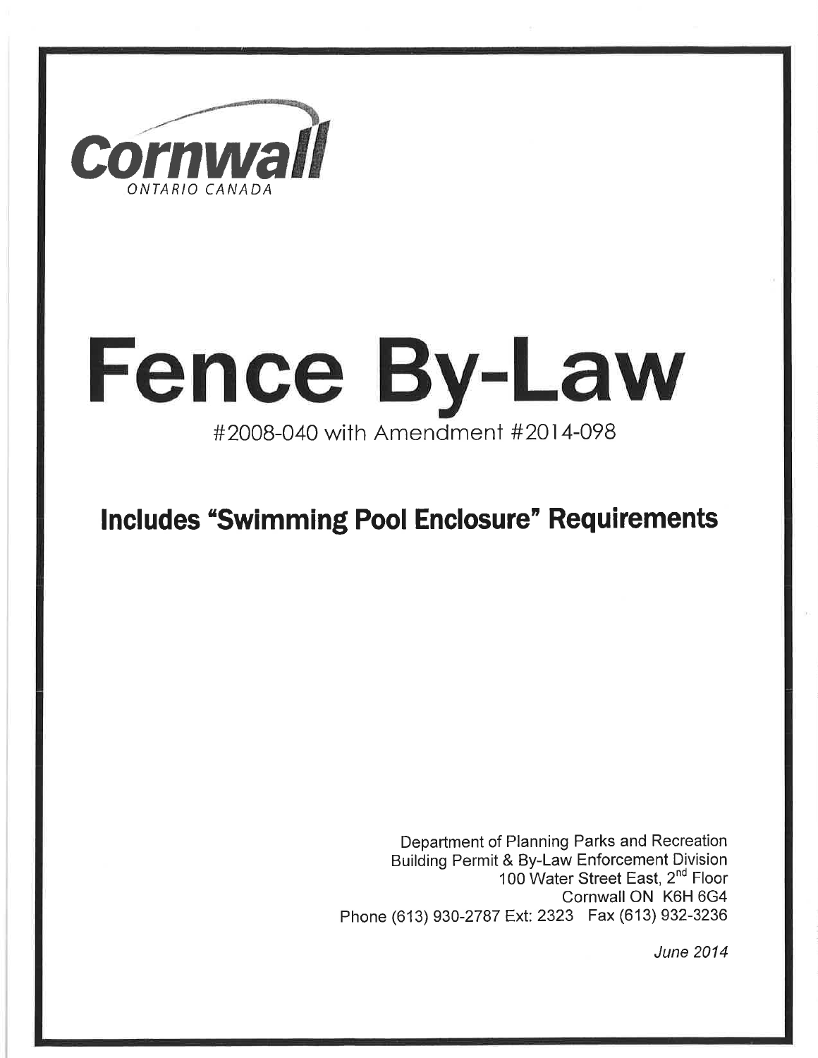Cornwall

ONTARIO CANADA

# Fence By-Law

#2008-040 with Amendment #2014-098

## Includes "Swimming Pool Enclosure" Requirements

Department of Planning Parks and Recreation
Building Permit & By-Law Enforcement Division
100 Water Street East, 2nd Floor
Cornwall ON K6H 6G4
Phone (613) 930-2787 Ext: 2323 Fax (613) 932-3236

*June 2014*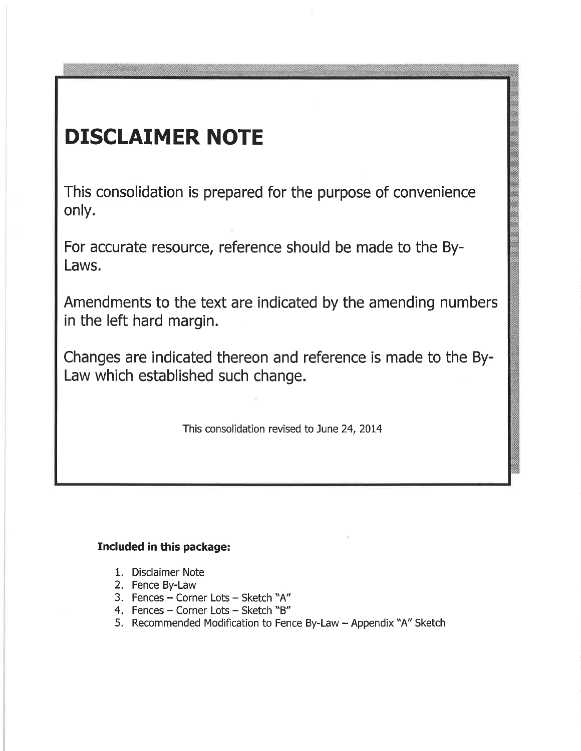# DISCLAIMER NOTE

This consolidation is prepared for the purpose of convenience only.

For accurate resource, reference should be made to the By-Laws.

Amendments to the text are indicated by the amending numbers in the left hard margin.

Changes are indicated thereon and reference is made to the By-Law which established such change.

This consolidation revised to June 24, 2014

**Included in this package:**

1. Disclaimer Note
2. Fence By-Law
3. Fences – Corner Lots – Sketch "A"
4. Fences – Corner Lots – Sketch "B"
5. Recommended Modification to Fence By-Law – Appendix "A" Sketch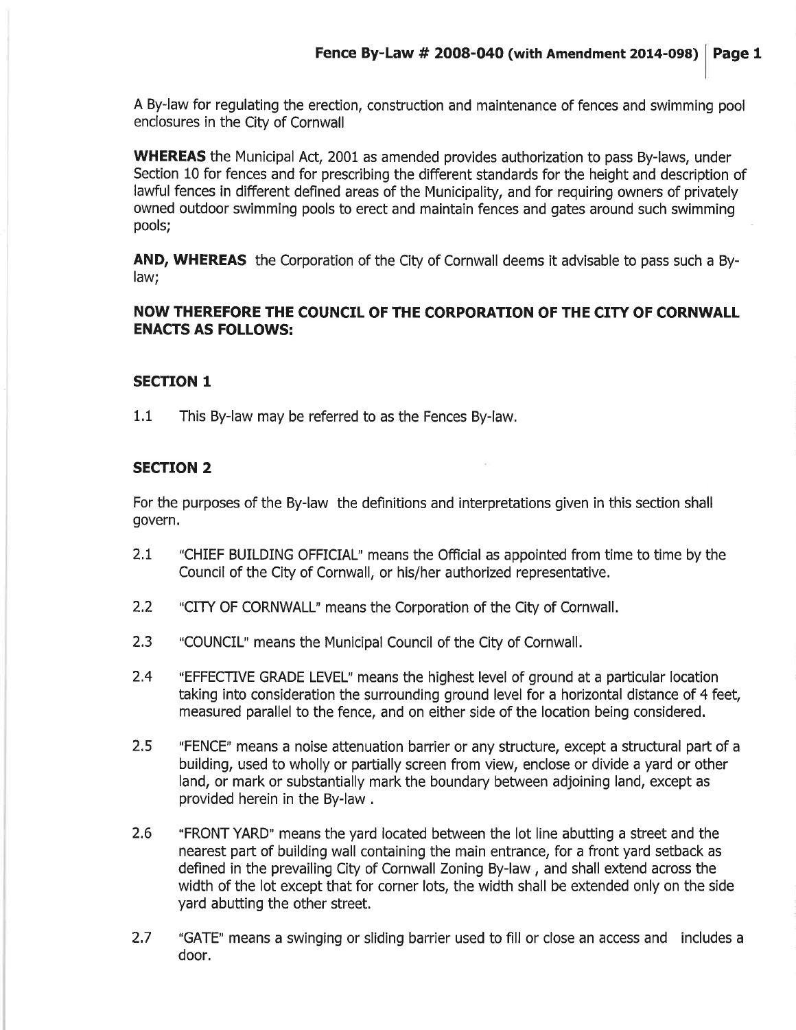A By-law for regulating the erection, construction and maintenance of fences and swimming pool enclosures in the City of Cornwall

**WHEREAS** the Municipal Act, 2001 as amended provides authorization to pass By-laws, under Section 10 for fences and for prescribing the different standards for the height and description of lawful fences in different defined areas of the Municipality, and for requiring owners of privately owned outdoor swimming pools to erect and maintain fences and gates around such swimming pools;

**AND, WHEREAS** the Corporation of the City of Cornwall deems it advisable to pass such a By-law;

**NOW THEREFORE THE COUNCIL OF THE CORPORATION OF THE CITY OF CORNWALL ENACTS AS FOLLOWS:**

## SECTION 1

1.1 This By-law may be referred to as the Fences By-law.

## SECTION 2

For the purposes of the By-law the definitions and interpretations given in this section shall govern.

2.1 "CHIEF BUILDING OFFICIAL" means the Official as appointed from time to time by the Council of the City of Cornwall, or his/her authorized representative.

2.2 "CITY OF CORNWALL" means the Corporation of the City of Cornwall.

2.3 "COUNCIL" means the Municipal Council of the City of Cornwall.

2.4 "EFFECTIVE GRADE LEVEL" means the highest level of ground at a particular location taking into consideration the surrounding ground level for a horizontal distance of 4 feet, measured parallel to the fence, and on either side of the location being considered.

2.5 "FENCE" means a noise attenuation barrier or any structure, except a structural part of a building, used to wholly or partially screen from view, enclose or divide a yard or other land, or mark or substantially mark the boundary between adjoining land, except as provided herein in the By-law .

2.6 "FRONT YARD" means the yard located between the lot line abutting a street and the nearest part of building wall containing the main entrance, for a front yard setback as defined in the prevailing City of Cornwall Zoning By-law , and shall extend across the width of the lot except that for corner lots, the width shall be extended only on the side yard abutting the other street.

2.7 "GATE" means a swinging or sliding barrier used to fill or close an access and includes a door.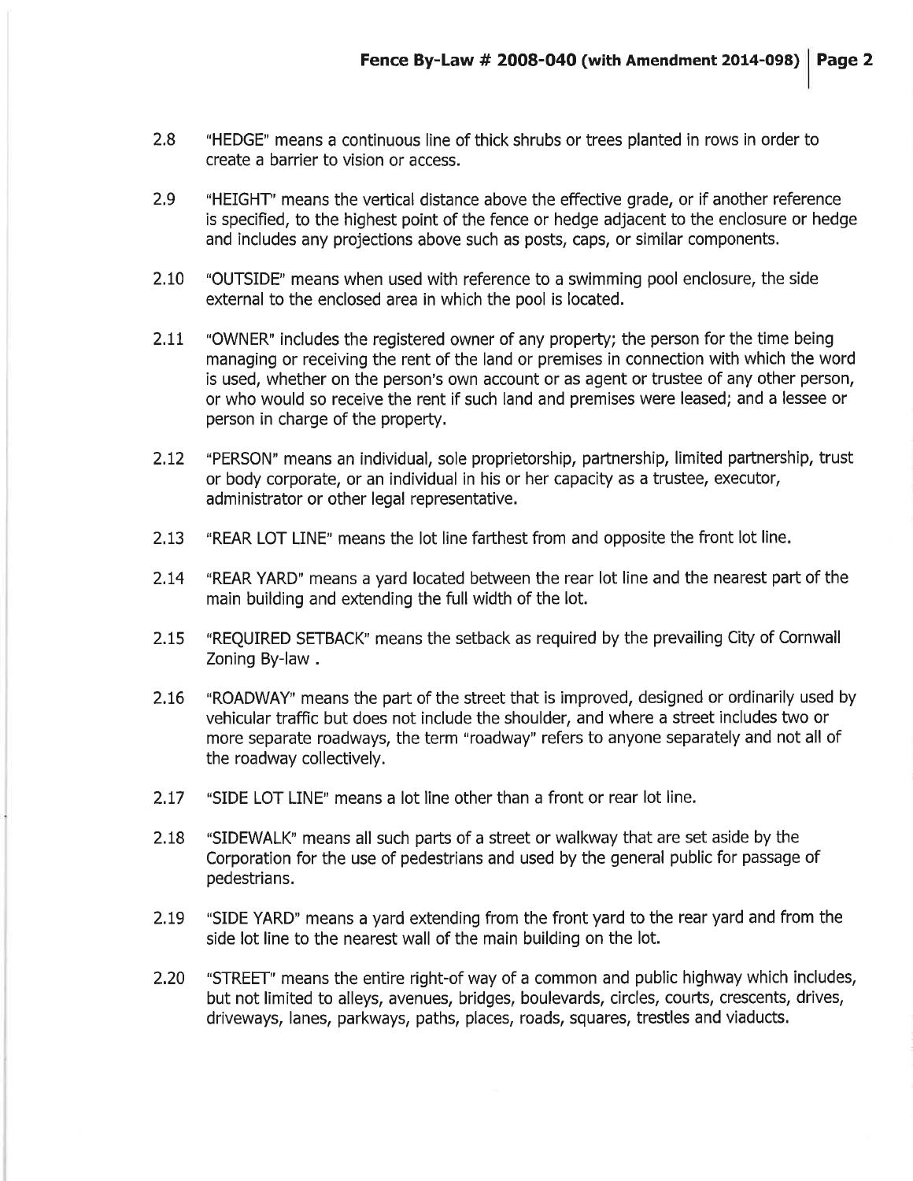2.8 "HEDGE" means a continuous line of thick shrubs or trees planted in rows in order to create a barrier to vision or access.

2.9 "HEIGHT" means the vertical distance above the effective grade, or if another reference is specified, to the highest point of the fence or hedge adjacent to the enclosure or hedge and includes any projections above such as posts, caps, or similar components.

2.10 "OUTSIDE" means when used with reference to a swimming pool enclosure, the side external to the enclosed area in which the pool is located.

2.11 "OWNER" includes the registered owner of any property; the person for the time being managing or receiving the rent of the land or premises in connection with which the word is used, whether on the person's own account or as agent or trustee of any other person, or who would so receive the rent if such land and premises were leased; and a lessee or person in charge of the property.

2.12 "PERSON" means an individual, sole proprietorship, partnership, limited partnership, trust or body corporate, or an individual in his or her capacity as a trustee, executor, administrator or other legal representative.

2.13 "REAR LOT LINE" means the lot line farthest from and opposite the front lot line.

2.14 "REAR YARD" means a yard located between the rear lot line and the nearest part of the main building and extending the full width of the lot.

2.15 "REQUIRED SETBACK" means the setback as required by the prevailing City of Cornwall Zoning By-law .

2.16 "ROADWAY" means the part of the street that is improved, designed or ordinarily used by vehicular traffic but does not include the shoulder, and where a street includes two or more separate roadways, the term "roadway" refers to anyone separately and not all of the roadway collectively.

2.17 "SIDE LOT LINE" means a lot line other than a front or rear lot line.

2.18 "SIDEWALK" means all such parts of a street or walkway that are set aside by the Corporation for the use of pedestrians and used by the general public for passage of pedestrians.

2.19 "SIDE YARD" means a yard extending from the front yard to the rear yard and from the side lot line to the nearest wall of the main building on the lot.

2.20 "STREET" means the entire right-of way of a common and public highway which includes, but not limited to alleys, avenues, bridges, boulevards, circles, courts, crescents, drives, driveways, lanes, parkways, paths, places, roads, squares, trestles and viaducts.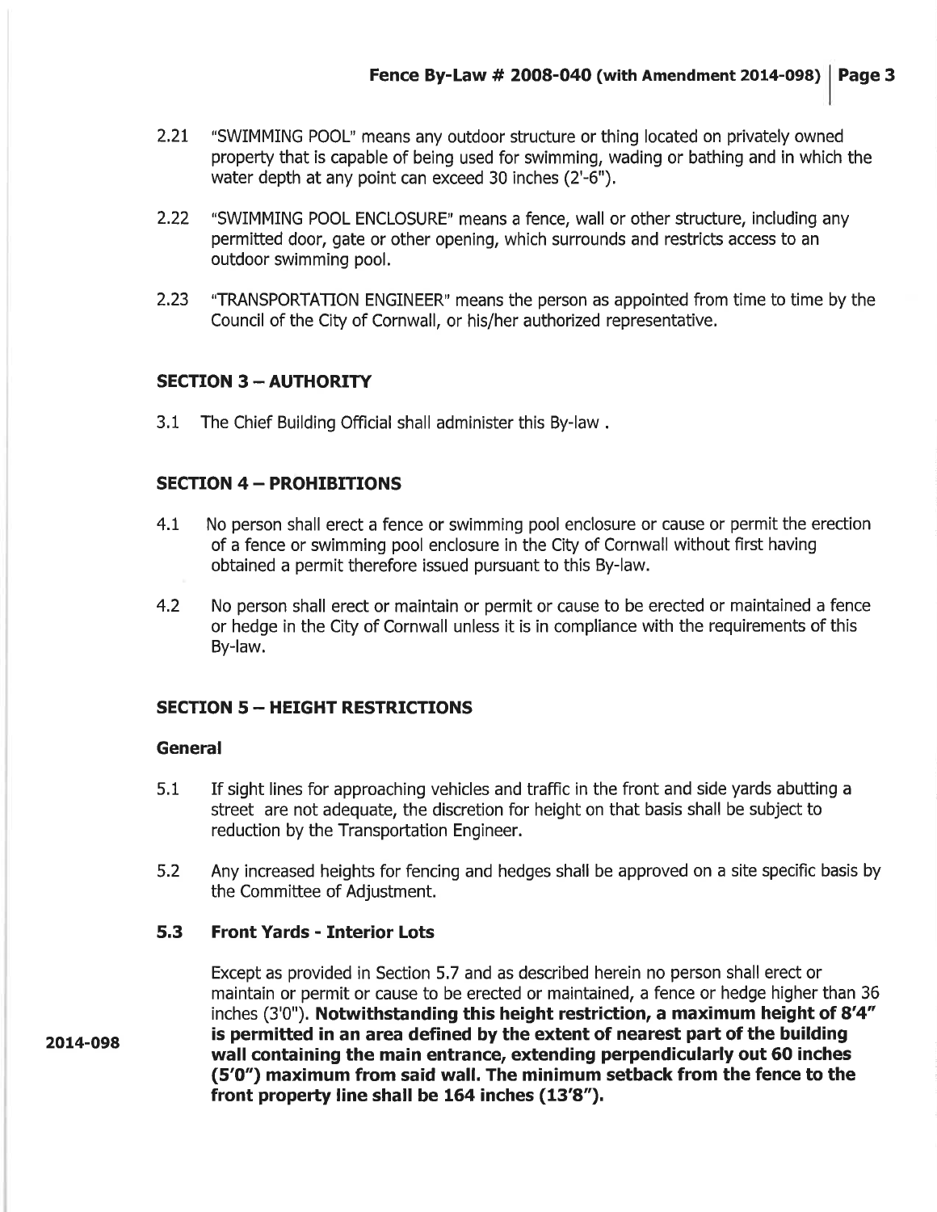2.21 "SWIMMING POOL" means any outdoor structure or thing located on privately owned property that is capable of being used for swimming, wading or bathing and in which the water depth at any point can exceed 30 inches (2'-6").

2.22 "SWIMMING POOL ENCLOSURE" means a fence, wall or other structure, including any permitted door, gate or other opening, which surrounds and restricts access to an outdoor swimming pool.

2.23 "TRANSPORTATION ENGINEER" means the person as appointed from time to time by the Council of the City of Cornwall, or his/her authorized representative.

## SECTION 3 – AUTHORITY

3.1 The Chief Building Official shall administer this By-law .

## SECTION 4 – PROHIBITIONS

4.1 No person shall erect a fence or swimming pool enclosure or cause or permit the erection of a fence or swimming pool enclosure in the City of Cornwall without first having obtained a permit therefore issued pursuant to this By-law.

4.2 No person shall erect or maintain or permit or cause to be erected or maintained a fence or hedge in the City of Cornwall unless it is in compliance with the requirements of this By-law.

## SECTION 5 – HEIGHT RESTRICTIONS

### General

5.1 If sight lines for approaching vehicles and traffic in the front and side yards abutting a street are not adequate, the discretion for height on that basis shall be subject to reduction by the Transportation Engineer.

5.2 Any increased heights for fencing and hedges shall be approved on a site specific basis by the Committee of Adjustment.

### 5.3 Front Yards - Interior Lots

2014-098

Except as provided in Section 5.7 and as described herein no person shall erect or maintain or permit or cause to be erected or maintained, a fence or hedge higher than 36 inches (3'0"). **Notwithstanding this height restriction, a maximum height of 8'4" is permitted in an area defined by the extent of nearest part of the building wall containing the main entrance, extending perpendicularly out 60 inches (5'0") maximum from said wall. The minimum setback from the fence to the front property line shall be 164 inches (13'8").**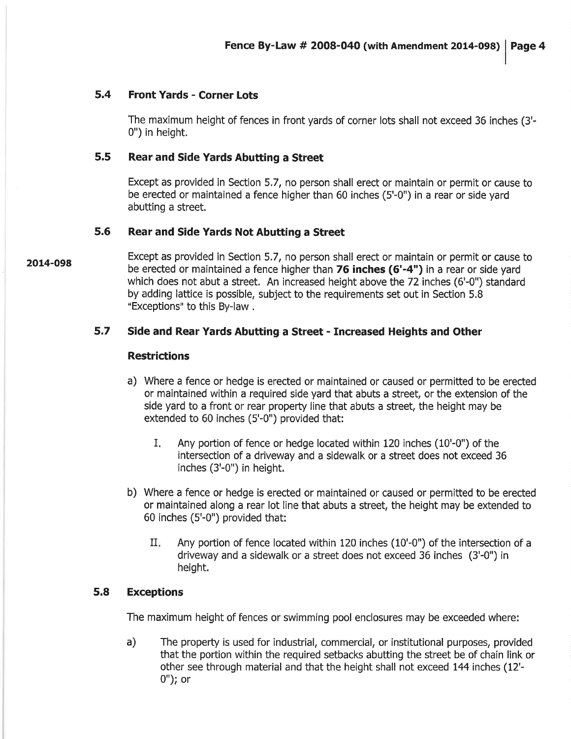### 5.4 Front Yards - Corner Lots

The maximum height of fences in front yards of corner lots shall not exceed 36 inches (3'-0") in height.

### 5.5 Rear and Side Yards Abutting a Street

Except as provided in Section 5.7, no person shall erect or maintain or permit or cause to be erected or maintained a fence higher than 60 inches (5'-0") in a rear or side yard abutting a street.

### 5.6 Rear and Side Yards Not Abutting a Street

2014-098

Except as provided in Section 5.7, no person shall erect or maintain or permit or cause to be erected or maintained a fence higher than **76 inches (6'-4")** in a rear or side yard which does not abut a street. An increased height above the 72 inches (6'-0") standard by adding lattice is possible, subject to the requirements set out in Section 5.8 "Exceptions" to this By-law .

### 5.7 Side and Rear Yards Abutting a Street - Increased Heights and Other Restrictions

a) Where a fence or hedge is erected or maintained or caused or permitted to be erected or maintained within a required side yard that abuts a street, or the extension of the side yard to a front or rear property line that abuts a street, the height may be extended to 60 inches (5'-0") provided that:

   I. Any portion of fence or hedge located within 120 inches (10'-0") of the intersection of a driveway and a sidewalk or a street does not exceed 36 inches (3'-0") in height.

b) Where a fence or hedge is erected or maintained or caused or permitted to be erected or maintained along a rear lot line that abuts a street, the height may be extended to 60 inches (5'-0") provided that:

   II. Any portion of fence located within 120 inches (10'-0") of the intersection of a driveway and a sidewalk or a street does not exceed 36 inches (3'-0") in height.

### 5.8 Exceptions

The maximum height of fences or swimming pool enclosures may be exceeded where:

a) The property is used for industrial, commercial, or institutional purposes, provided that the portion within the required setbacks abutting the street be of chain link or other see through material and that the height shall not exceed 144 inches (12'-0"); or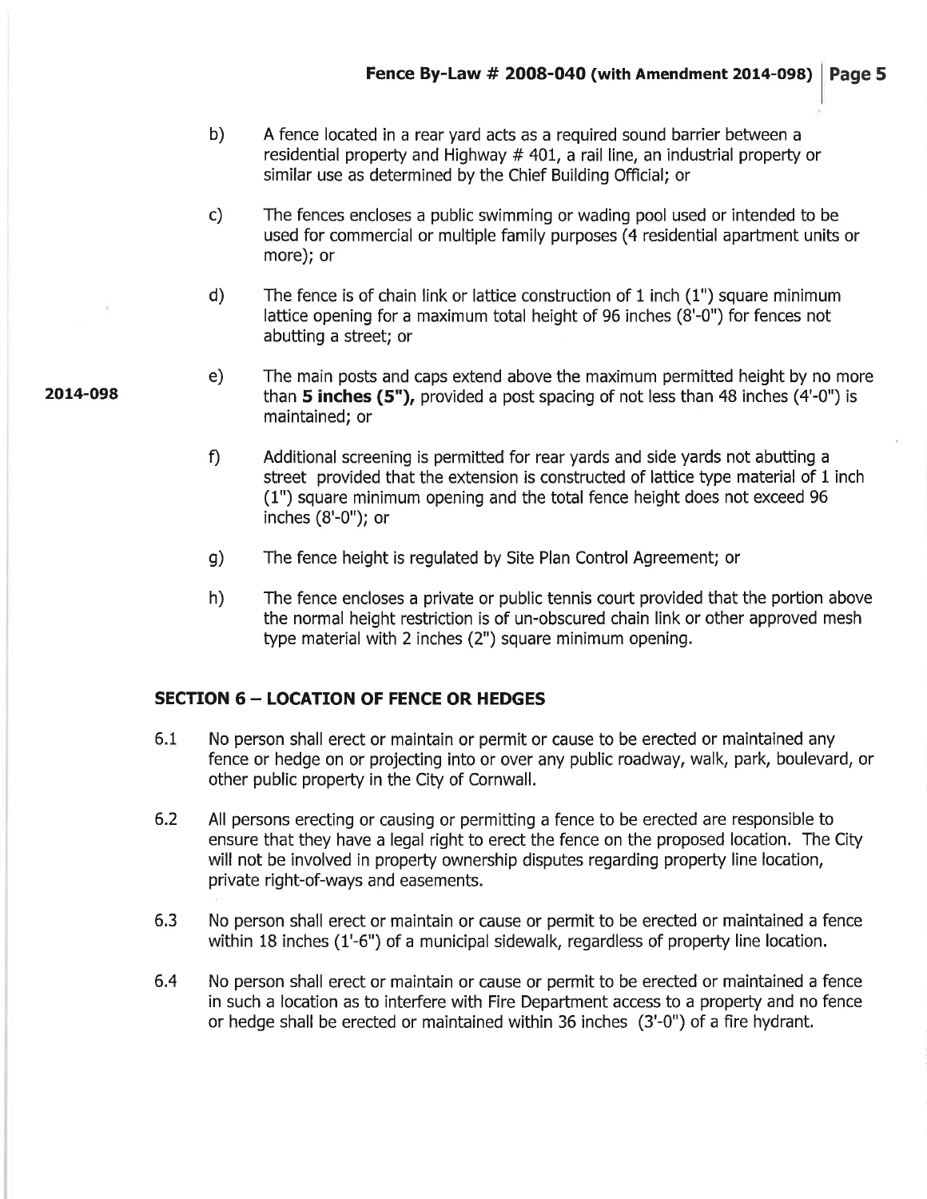b) A fence located in a rear yard acts as a required sound barrier between a residential property and Highway # 401, a rail line, an industrial property or similar use as determined by the Chief Building Official; or

c) The fences encloses a public swimming or wading pool used or intended to be used for commercial or multiple family purposes (4 residential apartment units or more); or

d) The fence is of chain link or lattice construction of 1 inch (1") square minimum lattice opening for a maximum total height of 96 inches (8'-0") for fences not abutting a street; or

2014-098

e) The main posts and caps extend above the maximum permitted height by no more than **5 inches (5"),** provided a post spacing of not less than 48 inches (4'-0") is maintained; or

f) Additional screening is permitted for rear yards and side yards not abutting a street provided that the extension is constructed of lattice type material of 1 inch (1") square minimum opening and the total fence height does not exceed 96 inches (8'-0"); or

g) The fence height is regulated by Site Plan Control Agreement; or

h) The fence encloses a private or public tennis court provided that the portion above the normal height restriction is of un-obscured chain link or other approved mesh type material with 2 inches (2") square minimum opening.

## SECTION 6 – LOCATION OF FENCE OR HEDGES

6.1 No person shall erect or maintain or permit or cause to be erected or maintained any fence or hedge on or projecting into or over any public roadway, walk, park, boulevard, or other public property in the City of Cornwall.

6.2 All persons erecting or causing or permitting a fence to be erected are responsible to ensure that they have a legal right to erect the fence on the proposed location. The City will not be involved in property ownership disputes regarding property line location, private right-of-ways and easements.

6.3 No person shall erect or maintain or cause or permit to be erected or maintained a fence within 18 inches (1'-6") of a municipal sidewalk, regardless of property line location.

6.4 No person shall erect or maintain or cause or permit to be erected or maintained a fence in such a location as to interfere with Fire Department access to a property and no fence or hedge shall be erected or maintained within 36 inches (3'-0") of a fire hydrant.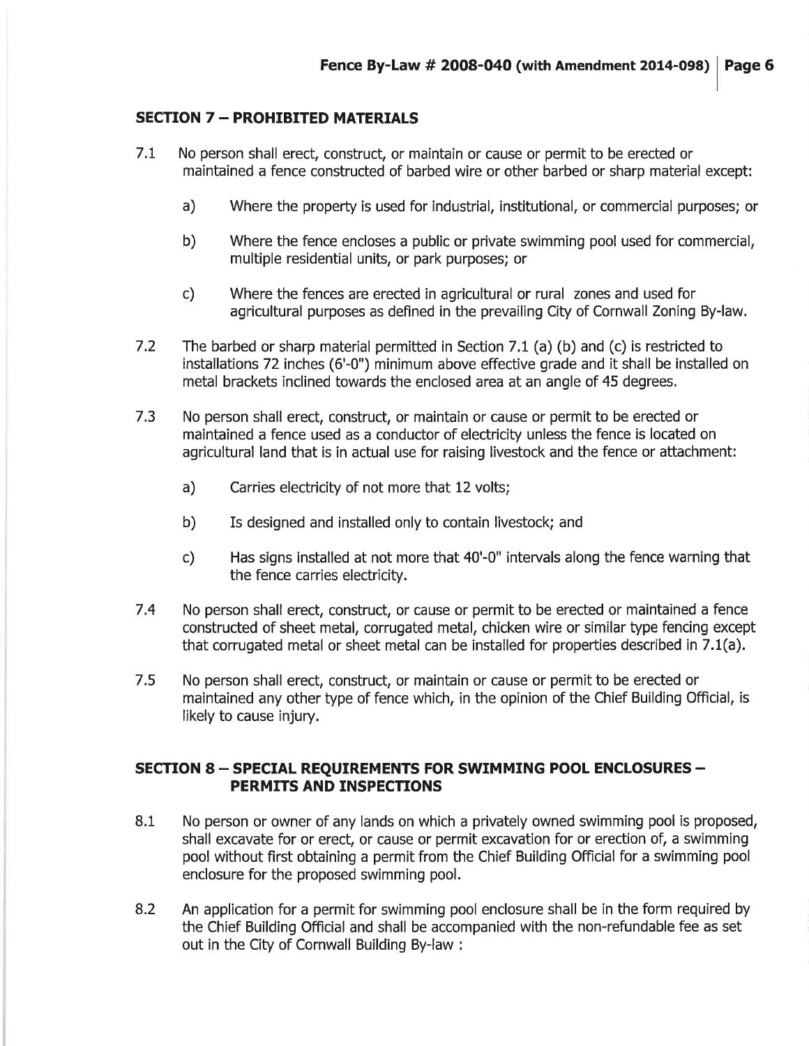## SECTION 7 – PROHIBITED MATERIALS

7.1 No person shall erect, construct, or maintain or cause or permit to be erected or maintained a fence constructed of barbed wire or other barbed or sharp material except:

a) Where the property is used for industrial, institutional, or commercial purposes; or

b) Where the fence encloses a public or private swimming pool used for commercial, multiple residential units, or park purposes; or

c) Where the fences are erected in agricultural or rural zones and used for agricultural purposes as defined in the prevailing City of Cornwall Zoning By-law.

7.2 The barbed or sharp material permitted in Section 7.1 (a) (b) and (c) is restricted to installations 72 inches (6'-0") minimum above effective grade and it shall be installed on metal brackets inclined towards the enclosed area at an angle of 45 degrees.

7.3 No person shall erect, construct, or maintain or cause or permit to be erected or maintained a fence used as a conductor of electricity unless the fence is located on agricultural land that is in actual use for raising livestock and the fence or attachment:

a) Carries electricity of not more that 12 volts;

b) Is designed and installed only to contain livestock; and

c) Has signs installed at not more that 40'-0" intervals along the fence warning that the fence carries electricity.

7.4 No person shall erect, construct, or cause or permit to be erected or maintained a fence constructed of sheet metal, corrugated metal, chicken wire or similar type fencing except that corrugated metal or sheet metal can be installed for properties described in 7.1(a).

7.5 No person shall erect, construct, or maintain or cause or permit to be erected or maintained any other type of fence which, in the opinion of the Chief Building Official, is likely to cause injury.

## SECTION 8 – SPECIAL REQUIREMENTS FOR SWIMMING POOL ENCLOSURES – PERMITS AND INSPECTIONS

8.1 No person or owner of any lands on which a privately owned swimming pool is proposed, shall excavate for or erect, or cause or permit excavation for or erection of, a swimming pool without first obtaining a permit from the Chief Building Official for a swimming pool enclosure for the proposed swimming pool.

8.2 An application for a permit for swimming pool enclosure shall be in the form required by the Chief Building Official and shall be accompanied with the non-refundable fee as set out in the City of Cornwall Building By-law :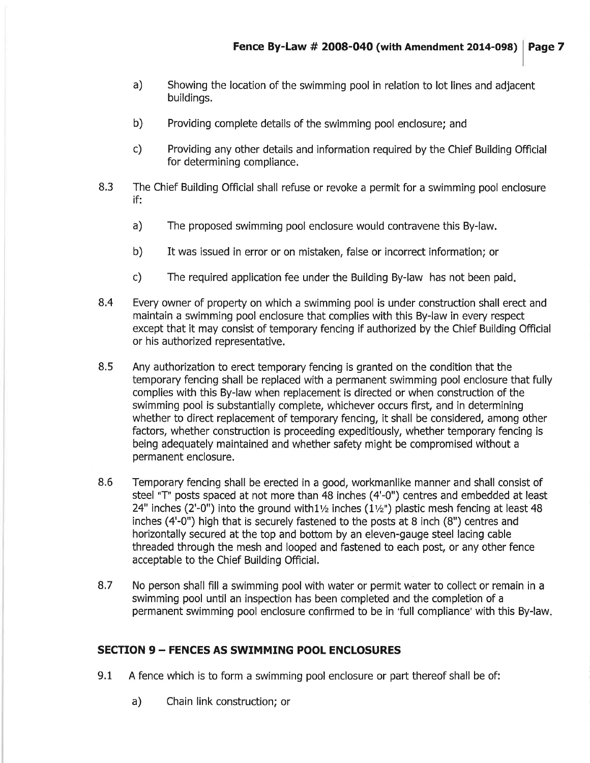a) Showing the location of the swimming pool in relation to lot lines and adjacent buildings.

b) Providing complete details of the swimming pool enclosure; and

c) Providing any other details and information required by the Chief Building Official for determining compliance.

8.3 The Chief Building Official shall refuse or revoke a permit for a swimming pool enclosure if:

a) The proposed swimming pool enclosure would contravene this By-law.

b) It was issued in error or on mistaken, false or incorrect information; or

c) The required application fee under the Building By-law has not been paid.

8.4 Every owner of property on which a swimming pool is under construction shall erect and maintain a swimming pool enclosure that complies with this By-law in every respect except that it may consist of temporary fencing if authorized by the Chief Building Official or his authorized representative.

8.5 Any authorization to erect temporary fencing is granted on the condition that the temporary fencing shall be replaced with a permanent swimming pool enclosure that fully complies with this By-law when replacement is directed or when construction of the swimming pool is substantially complete, whichever occurs first, and in determining whether to direct replacement of temporary fencing, it shall be considered, among other factors, whether construction is proceeding expeditiously, whether temporary fencing is being adequately maintained and whether safety might be compromised without a permanent enclosure.

8.6 Temporary fencing shall be erected in a good, workmanlike manner and shall consist of steel "T" posts spaced at not more than 48 inches (4'-0") centres and embedded at least 24" inches (2'-0") into the ground with1½ inches (1½") plastic mesh fencing at least 48 inches (4'-0") high that is securely fastened to the posts at 8 inch (8") centres and horizontally secured at the top and bottom by an eleven-gauge steel lacing cable threaded through the mesh and looped and fastened to each post, or any other fence acceptable to the Chief Building Official.

8.7 No person shall fill a swimming pool with water or permit water to collect or remain in a swimming pool until an inspection has been completed and the completion of a permanent swimming pool enclosure confirmed to be in 'full compliance' with this By-law.

## SECTION 9 – FENCES AS SWIMMING POOL ENCLOSURES

9.1 A fence which is to form a swimming pool enclosure or part thereof shall be of:

a) Chain link construction; or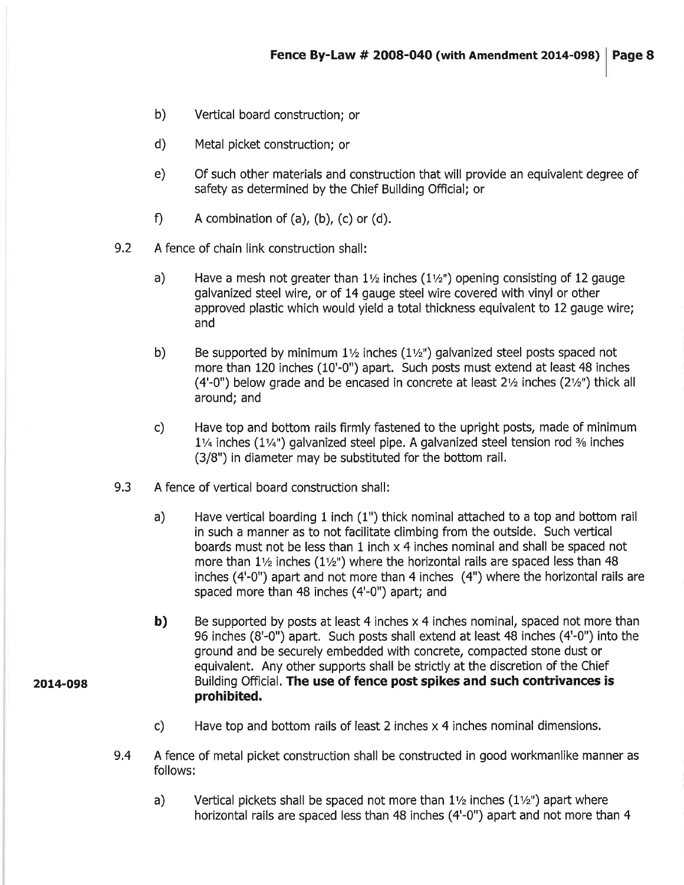b) Vertical board construction; or

d) Metal picket construction; or

e) Of such other materials and construction that will provide an equivalent degree of safety as determined by the Chief Building Official; or

f) A combination of (a), (b), (c) or (d).

9.2 A fence of chain link construction shall:

a) Have a mesh not greater than 1½ inches (1½") opening consisting of 12 gauge galvanized steel wire, or of 14 gauge steel wire covered with vinyl or other approved plastic which would yield a total thickness equivalent to 12 gauge wire; and

b) Be supported by minimum 1½ inches (1½") galvanized steel posts spaced not more than 120 inches (10'-0") apart. Such posts must extend at least 48 inches (4'-0") below grade and be encased in concrete at least 2½ inches (2½") thick all around; and

c) Have top and bottom rails firmly fastened to the upright posts, made of minimum 1¼ inches (1¼") galvanized steel pipe. A galvanized steel tension rod ⅜ inches (3/8") in diameter may be substituted for the bottom rail.

9.3 A fence of vertical board construction shall:

a) Have vertical boarding 1 inch (1") thick nominal attached to a top and bottom rail in such a manner as to not facilitate climbing from the outside. Such vertical boards must not be less than 1 inch x 4 inches nominal and shall be spaced not more than 1½ inches (1½") where the horizontal rails are spaced less than 48 inches (4'-0") apart and not more than 4 inches (4") where the horizontal rails are spaced more than 48 inches (4'-0") apart; and

**b)** Be supported by posts at least 4 inches x 4 inches nominal, spaced not more than 96 inches (8'-0") apart. Such posts shall extend at least 48 inches (4'-0") into the ground and be securely embedded with concrete, compacted stone dust or equivalent. Any other supports shall be strictly at the discretion of the Chief Building Official. **The use of fence post spikes and such contrivances is prohibited.**

**2014-098**

c) Have top and bottom rails of least 2 inches x 4 inches nominal dimensions.

9.4 A fence of metal picket construction shall be constructed in good workmanlike manner as follows:

a) Vertical pickets shall be spaced not more than 1½ inches (1½") apart where horizontal rails are spaced less than 48 inches (4'-0") apart and not more than 4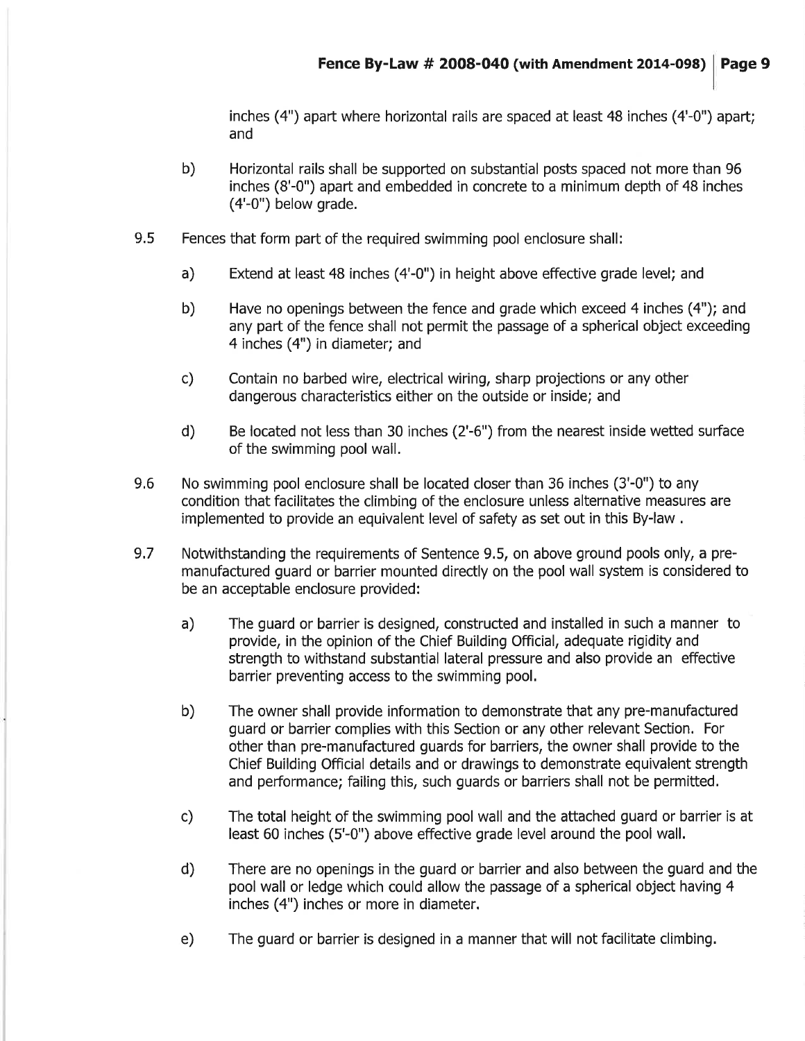inches (4") apart where horizontal rails are spaced at least 48 inches (4'-0") apart; and

b) Horizontal rails shall be supported on substantial posts spaced not more than 96 inches (8'-0") apart and embedded in concrete to a minimum depth of 48 inches (4'-0") below grade.

9.5 Fences that form part of the required swimming pool enclosure shall:

a) Extend at least 48 inches (4'-0") in height above effective grade level; and

b) Have no openings between the fence and grade which exceed 4 inches (4"); and any part of the fence shall not permit the passage of a spherical object exceeding 4 inches (4") in diameter; and

c) Contain no barbed wire, electrical wiring, sharp projections or any other dangerous characteristics either on the outside or inside; and

d) Be located not less than 30 inches (2'-6") from the nearest inside wetted surface of the swimming pool wall.

9.6 No swimming pool enclosure shall be located closer than 36 inches (3'-0") to any condition that facilitates the climbing of the enclosure unless alternative measures are implemented to provide an equivalent level of safety as set out in this By-law .

9.7 Notwithstanding the requirements of Sentence 9.5, on above ground pools only, a pre-manufactured guard or barrier mounted directly on the pool wall system is considered to be an acceptable enclosure provided:

a) The guard or barrier is designed, constructed and installed in such a manner to provide, in the opinion of the Chief Building Official, adequate rigidity and strength to withstand substantial lateral pressure and also provide an effective barrier preventing access to the swimming pool.

b) The owner shall provide information to demonstrate that any pre-manufactured guard or barrier complies with this Section or any other relevant Section. For other than pre-manufactured guards for barriers, the owner shall provide to the Chief Building Official details and or drawings to demonstrate equivalent strength and performance; failing this, such guards or barriers shall not be permitted.

c) The total height of the swimming pool wall and the attached guard or barrier is at least 60 inches (5'-0") above effective grade level around the pool wall.

d) There are no openings in the guard or barrier and also between the guard and the pool wall or ledge which could allow the passage of a spherical object having 4 inches (4") inches or more in diameter.

e) The guard or barrier is designed in a manner that will not facilitate climbing.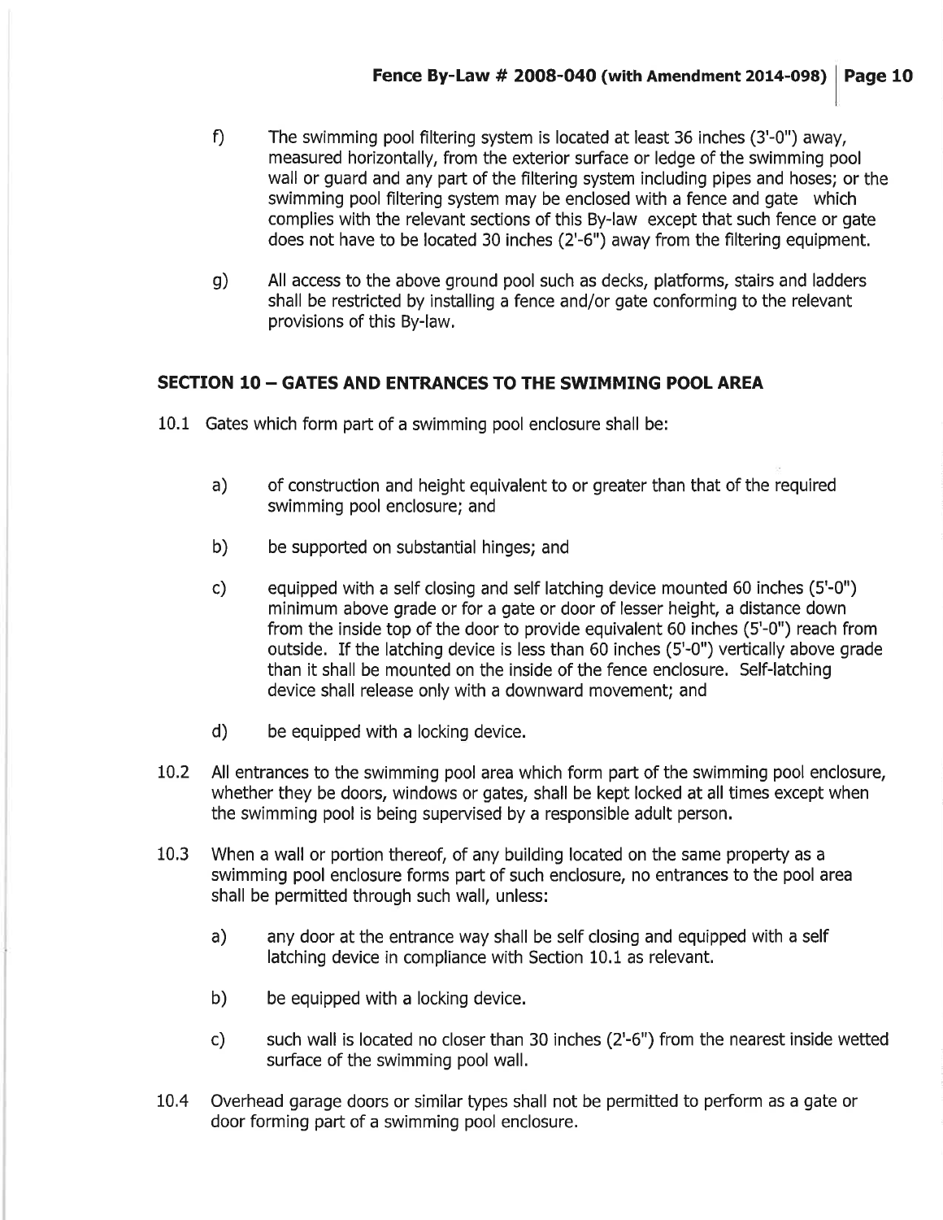f) The swimming pool filtering system is located at least 36 inches (3'-0") away, measured horizontally, from the exterior surface or ledge of the swimming pool wall or guard and any part of the filtering system including pipes and hoses; or the swimming pool filtering system may be enclosed with a fence and gate which complies with the relevant sections of this By-law except that such fence or gate does not have to be located 30 inches (2'-6") away from the filtering equipment.

g) All access to the above ground pool such as decks, platforms, stairs and ladders shall be restricted by installing a fence and/or gate conforming to the relevant provisions of this By-law.

## SECTION 10 – GATES AND ENTRANCES TO THE SWIMMING POOL AREA

10.1 Gates which form part of a swimming pool enclosure shall be:

a) of construction and height equivalent to or greater than that of the required swimming pool enclosure; and

b) be supported on substantial hinges; and

c) equipped with a self closing and self latching device mounted 60 inches (5'-0") minimum above grade or for a gate or door of lesser height, a distance down from the inside top of the door to provide equivalent 60 inches (5'-0") reach from outside. If the latching device is less than 60 inches (5'-0") vertically above grade than it shall be mounted on the inside of the fence enclosure. Self-latching device shall release only with a downward movement; and

d) be equipped with a locking device.

10.2 All entrances to the swimming pool area which form part of the swimming pool enclosure, whether they be doors, windows or gates, shall be kept locked at all times except when the swimming pool is being supervised by a responsible adult person.

10.3 When a wall or portion thereof, of any building located on the same property as a swimming pool enclosure forms part of such enclosure, no entrances to the pool area shall be permitted through such wall, unless:

a) any door at the entrance way shall be self closing and equipped with a self latching device in compliance with Section 10.1 as relevant.

b) be equipped with a locking device.

c) such wall is located no closer than 30 inches (2'-6") from the nearest inside wetted surface of the swimming pool wall.

10.4 Overhead garage doors or similar types shall not be permitted to perform as a gate or door forming part of a swimming pool enclosure.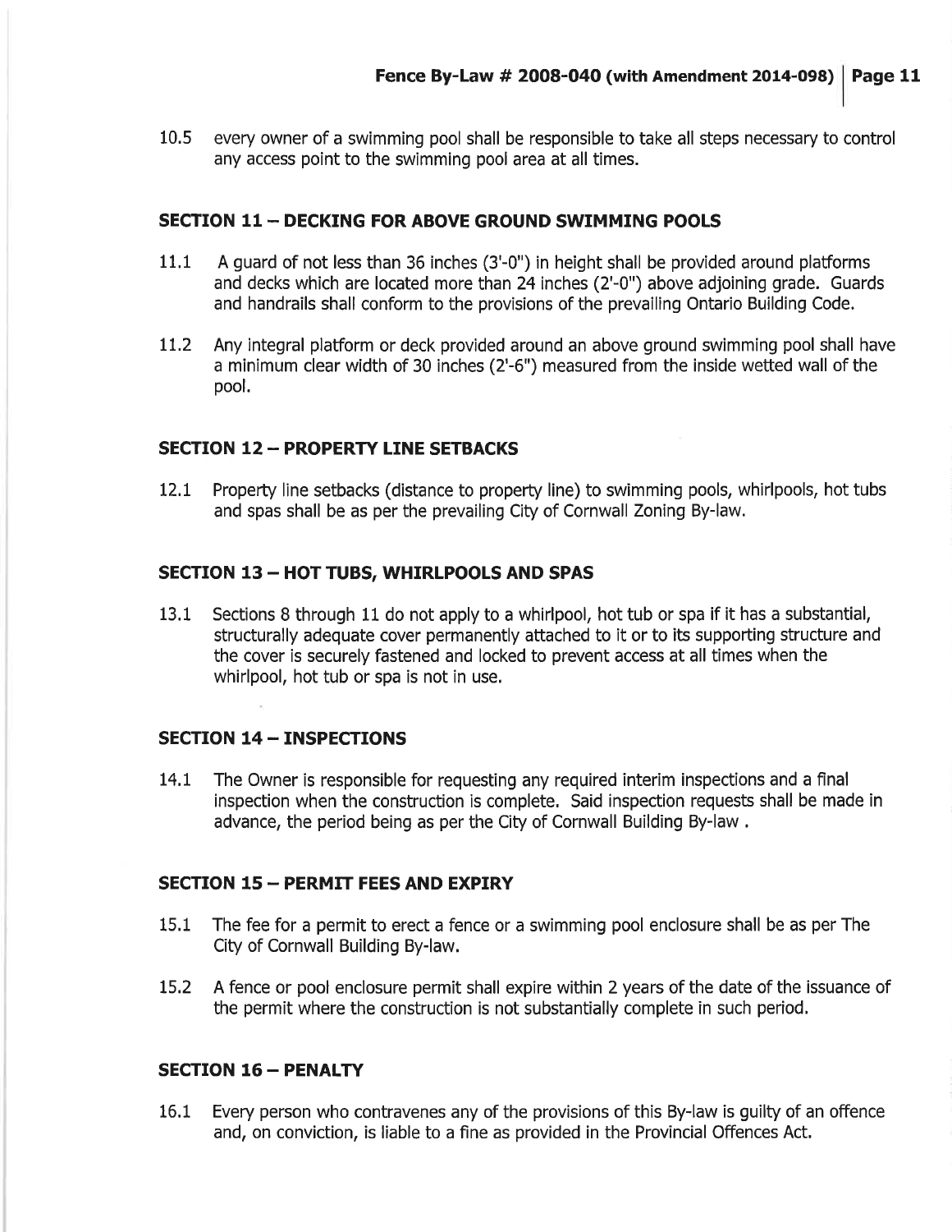10.5 every owner of a swimming pool shall be responsible to take all steps necessary to control any access point to the swimming pool area at all times.

## SECTION 11 – DECKING FOR ABOVE GROUND SWIMMING POOLS

11.1 A guard of not less than 36 inches (3'-0") in height shall be provided around platforms and decks which are located more than 24 inches (2'-0") above adjoining grade. Guards and handrails shall conform to the provisions of the prevailing Ontario Building Code.

11.2 Any integral platform or deck provided around an above ground swimming pool shall have a minimum clear width of 30 inches (2'-6") measured from the inside wetted wall of the pool.

## SECTION 12 – PROPERTY LINE SETBACKS

12.1 Property line setbacks (distance to property line) to swimming pools, whirlpools, hot tubs and spas shall be as per the prevailing City of Cornwall Zoning By-law.

## SECTION 13 – HOT TUBS, WHIRLPOOLS AND SPAS

13.1 Sections 8 through 11 do not apply to a whirlpool, hot tub or spa if it has a substantial, structurally adequate cover permanently attached to it or to its supporting structure and the cover is securely fastened and locked to prevent access at all times when the whirlpool, hot tub or spa is not in use.

## SECTION 14 – INSPECTIONS

14.1 The Owner is responsible for requesting any required interim inspections and a final inspection when the construction is complete. Said inspection requests shall be made in advance, the period being as per the City of Cornwall Building By-law .

## SECTION 15 – PERMIT FEES AND EXPIRY

15.1 The fee for a permit to erect a fence or a swimming pool enclosure shall be as per The City of Cornwall Building By-law.

15.2 A fence or pool enclosure permit shall expire within 2 years of the date of the issuance of the permit where the construction is not substantially complete in such period.

## SECTION 16 – PENALTY

16.1 Every person who contravenes any of the provisions of this By-law is guilty of an offence and, on conviction, is liable to a fine as provided in the Provincial Offences Act.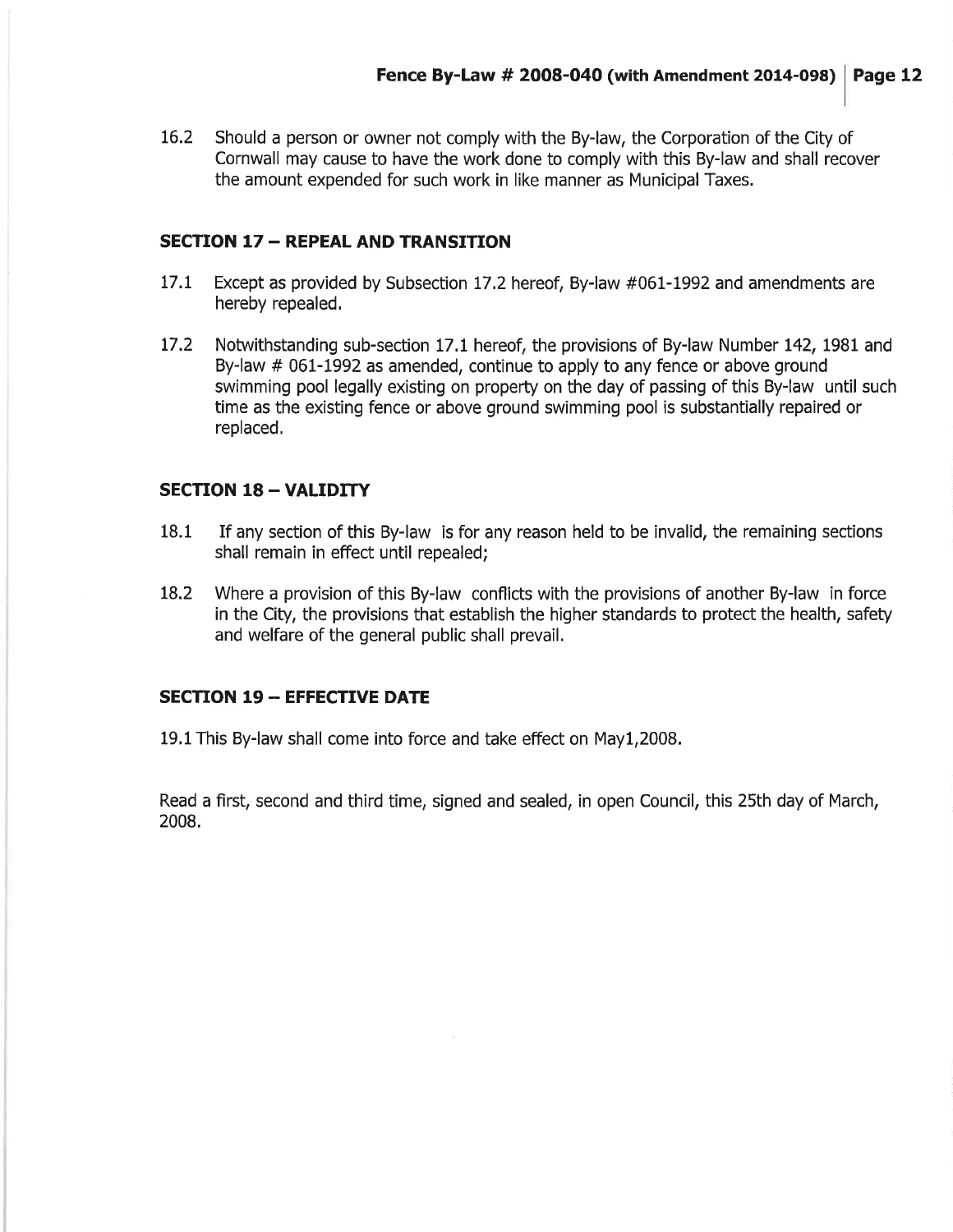16.2 Should a person or owner not comply with the By-law, the Corporation of the City of Cornwall may cause to have the work done to comply with this By-law and shall recover the amount expended for such work in like manner as Municipal Taxes.

## SECTION 17 – REPEAL AND TRANSITION

17.1 Except as provided by Subsection 17.2 hereof, By-law #061-1992 and amendments are hereby repealed.

17.2 Notwithstanding sub-section 17.1 hereof, the provisions of By-law Number 142, 1981 and By-law # 061-1992 as amended, continue to apply to any fence or above ground swimming pool legally existing on property on the day of passing of this By-law until such time as the existing fence or above ground swimming pool is substantially repaired or replaced.

## SECTION 18 – VALIDITY

18.1 If any section of this By-law is for any reason held to be invalid, the remaining sections shall remain in effect until repealed;

18.2 Where a provision of this By-law conflicts with the provisions of another By-law in force in the City, the provisions that establish the higher standards to protect the health, safety and welfare of the general public shall prevail.

## SECTION 19 – EFFECTIVE DATE

19.1 This By-law shall come into force and take effect on May1,2008.

Read a first, second and third time, signed and sealed, in open Council, this 25th day of March, 2008.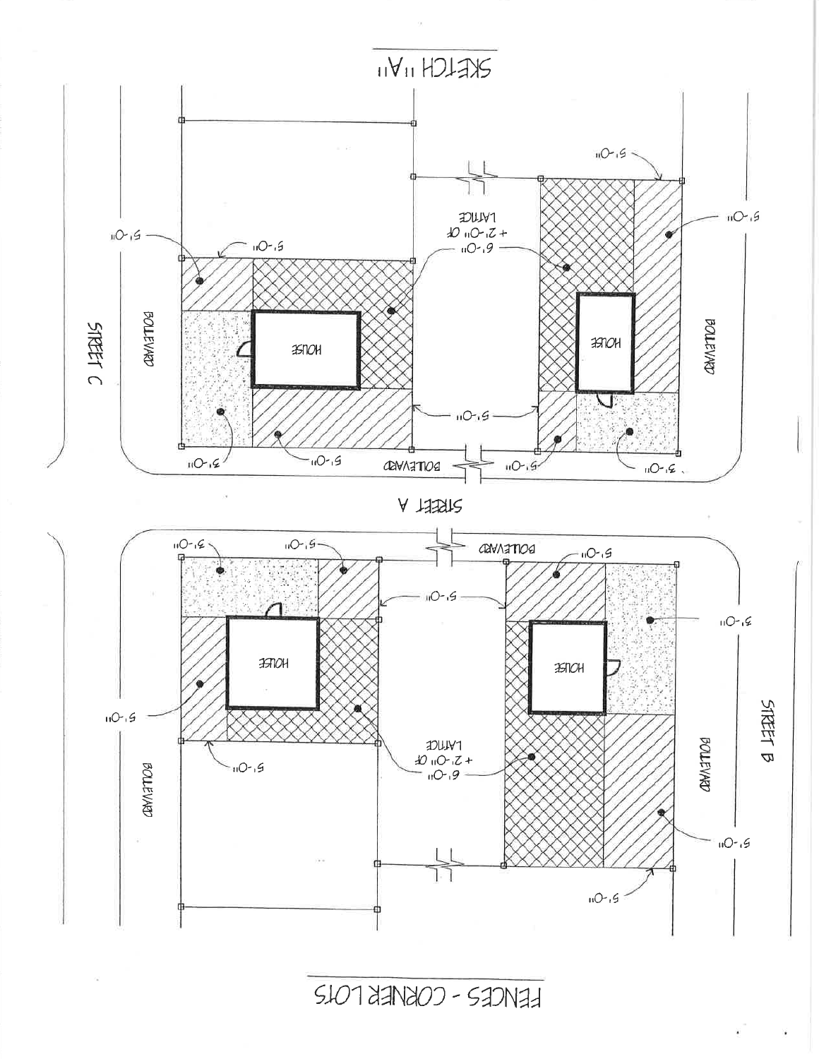# FENCES - CORNER LOTS

STREET A

STREET B

STREET C

BOULEVARD

HOUSE

5'-0"

3'-0"

6'-0" + 2'-0" OF LATTICE

## SKETCH "A"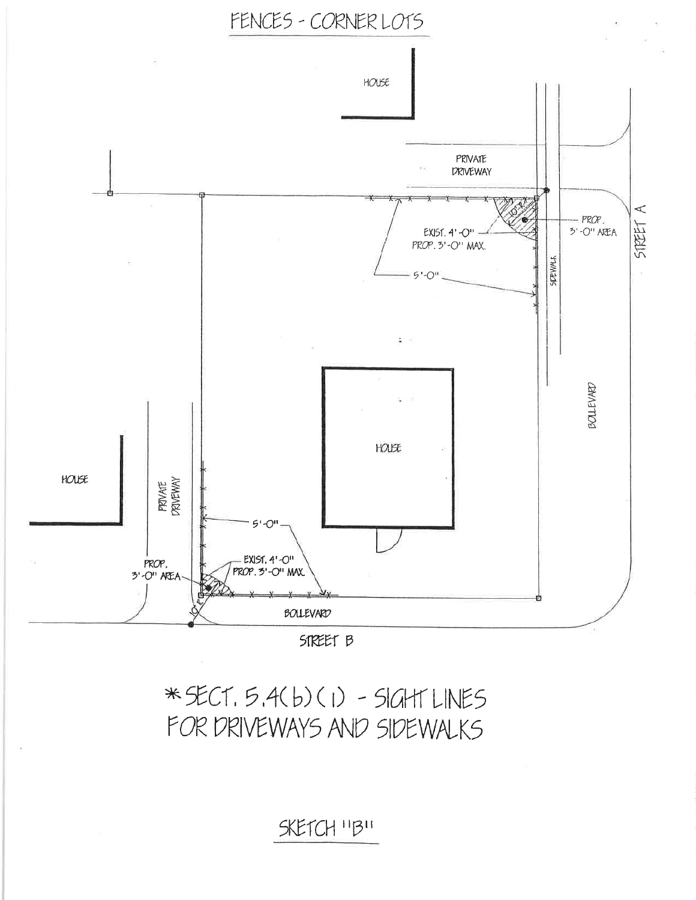# FENCES - CORNER LOTS

HOUSE

PRIVATE DRIVEWAY

PROP. 3'-0" AREA

STREET A

EXIST. 4'-0"
PROP. 3'-0" MAX.

10'

5'-0"

SIDEWALK

BOULEVARD

HOUSE

HOUSE

PRIVATE DRIVEWAY

5'-0"

PROP. 3'-0" AREA

EXIST. 4'-0"
PROP. 3'-0" MAX.

10'

BOULEVARD

STREET B

* SECT. 5.4(b)(1) - SIGHT LINES FOR DRIVEWAYS AND SIDEWALKS

SKETCH "B"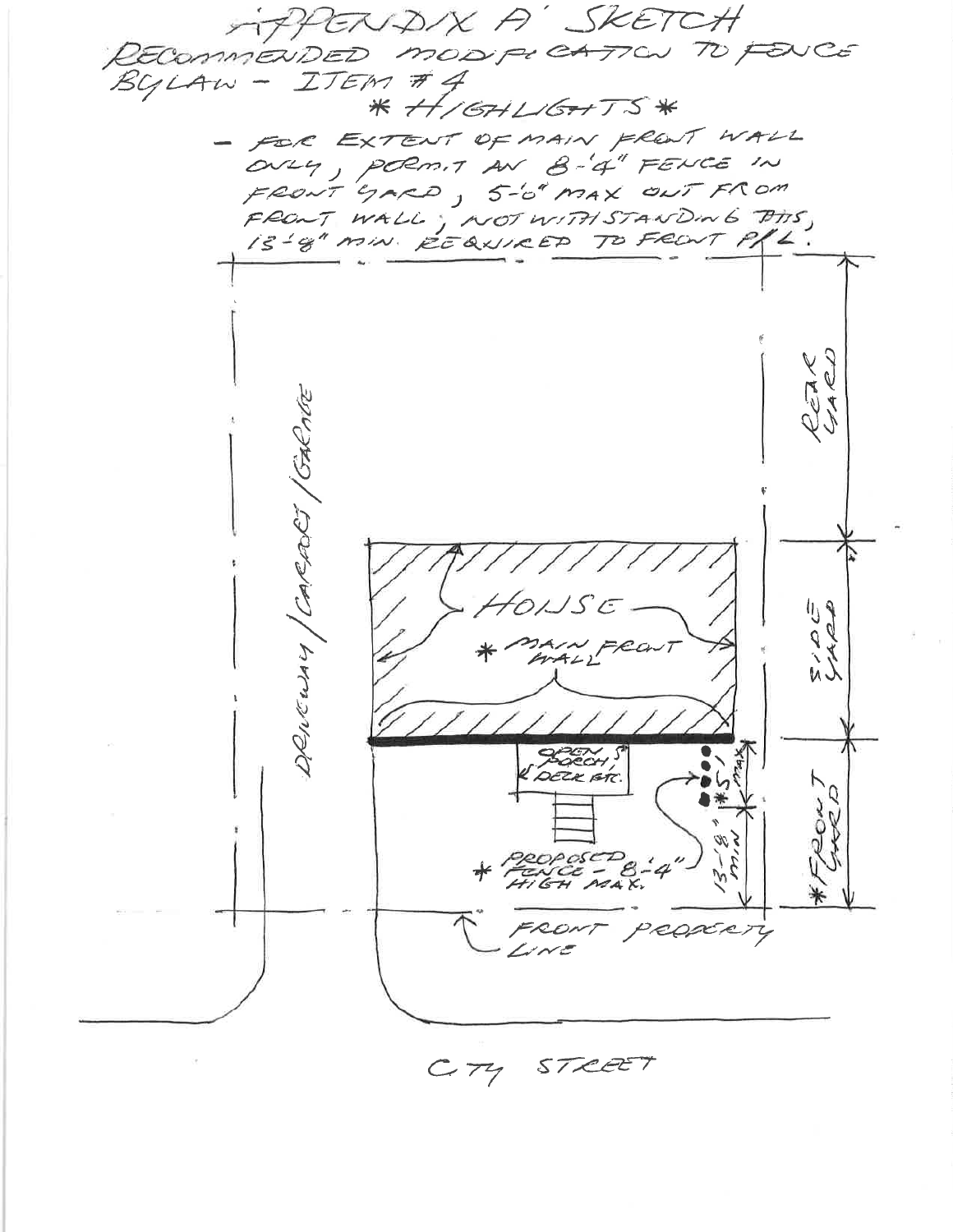# APPENDIX 'A' SKETCH

RECOMMENDED MODIFICATION TO FENCE BYLAW - ITEM # 4

\* HIGHLIGHTS \*

- FOR EXTENT OF MAIN FRONT WALL ONLY, PERMIT AN 8'-4" FENCE IN FRONT YARD, 5'-0" MAX OUT FROM FRONT WALL; NOTWITHSTANDING THIS, 13'-8" MIN. REQUIRED TO FRONT P/L.

REAR YARD

SIDE YARD

\* FRONT YARD

DRIVEWAY / CARPORT / GARAGE

HOUSE

\* MAIN FRONT WALL

OPEN PORCH / DECK ETC.

\* 5' MAX

13'-8" MIN

\* PROPOSED FENCE - 8'-4" HIGH MAX.

FRONT PROPERTY LINE

CITY STREET